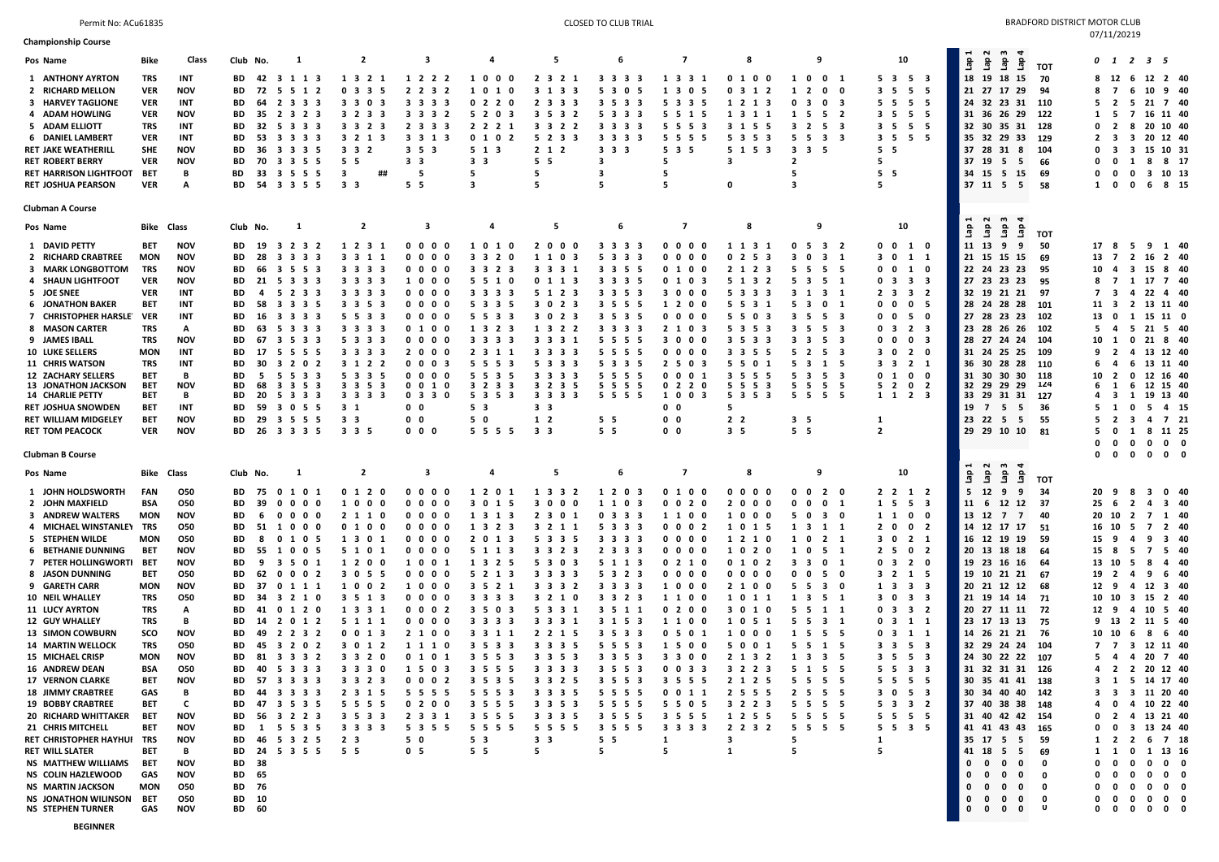Permit No: ACu61835

CLOSED TO CLUB TRIAL

BRADFORD DISTRICT MOTOR CLUB

07/11/20219

**Championship Course**

| Pos | Name | Bike | Class | Club | No. | 1 | 2 | 3 | 4 | 5 | 6 | 7 | 8 | 9 | 10 | Lap 1 | Lap 2 | Lap 3 | Lap 4 | TOT | 0 | 1 | 2 | 3 | 5 | |
|---|---|---|---|---|---|---|---|---|---|---|---|---|---|---|---|---|---|---|---|---|---|---|---|---|---|---|
| 1 | ANTHONY AYRTON | TRS | INT | BD | 42 | 3 1 1 3 | 1 3 2 1 | 1 2 2 2 | 1 0 0 0 | 2 3 2 1 | 3 3 3 3 | 1 3 3 1 | 0 1 0 0 | 1 0 0 1 | 5 3 5 3 | 18 | 19 | 18 | 15 | 70 | 8 | 12 | 6 | 12 | 2 | 40 |
| 2 | RICHARD MELLON | VER | NOV | BD | 72 | 5 5 1 2 | 0 3 3 5 | 2 2 3 2 | 1 0 1 0 | 3 1 3 3 | 5 3 0 5 | 1 3 0 5 | 0 3 1 2 | 1 2 0 0 | 3 5 5 5 | 21 | 27 | 17 | 29 | 94 | 8 | 7 | 6 | 10 | 9 | 40 |
| 3 | HARVEY TAGLIONE | VER | INT | BD | 64 | 2 3 3 3 | 3 3 0 3 | 3 3 3 3 | 0 2 2 0 | 2 3 3 3 | 3 5 3 3 | 5 3 3 5 | 1 2 1 3 | 0 3 0 3 | 5 5 5 5 | 24 | 32 | 23 | 31 | 110 | 5 | 2 | 5 | 21 | 7 | 40 |
| 4 | ADAM HOWLING | VER | NOV | BD | 35 | 2 3 2 3 | 3 2 3 3 | 3 3 3 2 | 5 2 0 3 | 3 5 3 2 | 5 3 3 3 | 5 5 1 5 | 1 3 1 1 | 1 5 5 2 | 3 5 5 5 | 31 | 36 | 26 | 29 | 122 | 1 | 5 | 7 | 16 | 11 | 40 |
| 5 | ADAM ELLIOTT | TRS | INT | BD | 32 | 5 3 3 3 | 3 3 2 3 | 2 3 3 3 | 2 2 2 1 | 3 3 2 2 | 3 3 3 3 | 5 5 5 3 | 3 1 5 5 | 3 2 5 3 | 3 5 5 5 | 32 | 30 | 35 | 31 | 128 | 0 | 2 | 8 | 20 | 10 | 40 |
| 6 | DANIEL LAMBERT | VER | INT | BD | 53 | 3 3 3 3 | 3 2 1 3 | 3 3 1 3 | 0 1 0 2 | 5 2 3 3 | 3 3 3 3 | 5 5 5 5 | 5 3 5 3 | 5 5 3 3 | 3 5 5 5 | 35 | 32 | 29 | 33 | 129 | 2 | 3 | 3 | 20 | 12 | 40 |
| RET | JAKE WEATHERILL | SHE | NOV | BD | 36 | 3 3 3 5 | 3 3 2 | 3 5 3 | 5 1 3 | 2 1 2 | 3 3 3 | 5 3 5 | 5 1 5 3 | 3 3 5 | 5 5 | 37 | 28 | 31 | 8 | 104 | 0 | 3 | 3 | 15 | 10 | 31 |
| RET | ROBERT BERRY | VER | NOV | BD | 70 | 3 3 5 5 | 5 5 | 3 3 | 3 3 | 5 5 | 3 | 5 | 3 | 2 | 5 | 37 | 19 | 5 | 5 | 66 | 0 | 0 | 1 | 8 | 8 | 17 |
| RET | HARRISON LIGHTFOOT | BET | B | BD | 33 | 3 5 5 5 | 3 ## | 5 | 5 | 5 | 3 | 5 | | 5 | 5 5 | 34 | 15 | 5 | 15 | 69 | 0 | 0 | 0 | 3 | 10 | 13 |
| RET | JOSHUA PEARSON | VER | A | BD | 54 | 3 3 5 5 | 3 3 | 5 5 | 3 | 5 | 5 | 5 | 0 | 3 | 5 | 37 | 11 | 5 | 5 | 58 | 1 | 0 | 0 | 6 | 8 | 15 |

**Clubman A Course**

| Pos | Name | Bike | Class | Club | No. | 1 | 2 | 3 | 4 | 5 | 6 | 7 | 8 | 9 | 10 | Lap 1 | Lap 2 | Lap 3 | Lap 4 | TOT | 0 | 1 | 2 | 3 | 5 | |
|---|---|---|---|---|---|---|---|---|---|---|---|---|---|---|---|---|---|---|---|---|---|---|---|---|---|---|
| 1 | DAVID PETTY | BET | NOV | BD | 19 | 3 2 3 2 | 1 2 3 1 | 0 0 0 0 | 1 0 1 0 | 2 0 0 0 | 3 3 3 3 | 0 0 0 0 | 1 1 3 1 | 0 5 3 2 | 0 0 1 0 | 11 | 13 | 9 | 9 | 50 | 17 | 8 | 5 | 9 | 1 | 40 |
| 2 | RICHARD CARTER | MON | NOV | BD | 28 | 3 3 3 3 | 3 3 1 1 | 0 0 0 0 | 3 3 2 0 | 1 1 0 3 | 5 3 3 3 | 0 0 0 0 | 0 2 5 3 | 3 0 3 1 | 3 0 1 1 | 21 | 15 | 15 | 15 | 69 | 13 | 7 | 2 | 16 | 2 | 40 |
| 3 | MARK LONGBOTTOM | TRS | NOV | BD | 66 | 3 5 5 3 | 3 3 3 3 | 0 0 0 0 | 3 3 2 3 | 3 3 3 1 | 3 3 5 5 | 0 1 0 0 | 2 1 2 3 | 5 5 5 5 | 0 0 1 0 | 22 | 24 | 23 | 23 | 95 | 10 | 4 | 3 | 15 | 8 | 40 |
| 4 | SHAUN LIGHTFOOT | VER | NOV | BD | 21 | 5 3 3 3 | 3 3 3 3 | 1 0 0 0 | 5 5 1 0 | 0 1 1 3 | 3 3 3 5 | 0 1 0 3 | 5 1 3 2 | 5 3 5 1 | 0 3 3 3 | 27 | 23 | 23 | 23 | 95 | 8 | 7 | 1 | 17 | 7 | 40 |
| 5 | JOE SNEE | VER | INT | BD | 4 | 5 2 3 3 | 3 3 3 3 | 0 0 0 0 | 3 3 3 3 | 5 1 2 3 | 3 3 5 3 | 3 0 0 0 | 5 3 3 3 | 3 1 3 1 | 2 3 3 2 | 32 | 19 | 21 | 21 | 97 | 7 | 3 | 4 | 22 | 4 | 40 |
| 6 | JONATHON BAKER | BET | INT | BD | 58 | 3 3 3 5 | 3 3 5 3 | 0 0 0 0 | 5 3 3 5 | 3 0 2 3 | 3 5 5 5 | 1 2 0 0 | 5 5 3 1 | 5 3 0 1 | 0 0 0 5 | 28 | 24 | 28 | 28 | 101 | 11 | 3 | 2 | 13 | 11 | 40 |
| 7 | CHRISTOPHER HARSLE' | VER | INT | BD | 16 | 3 3 3 3 | 5 5 3 3 | 0 0 0 0 | 5 5 3 3 | 3 0 2 3 | 3 5 3 5 | 0 0 0 0 | 5 5 0 3 | 3 5 5 3 | 0 0 5 0 | 27 | 28 | 23 | 23 | 102 | 13 | 0 | 1 | 15 | 11 | 0 |
| 8 | MASON CARTER | TRS | A | BD | 63 | 5 3 3 3 | 3 3 3 3 | 0 1 0 0 | 1 3 2 3 | 1 3 2 2 | 3 3 3 3 | 2 1 0 3 | 5 3 5 3 | 3 5 5 3 | 0 3 2 3 | 23 | 28 | 26 | 26 | 102 | 5 | 4 | 5 | 21 | 5 | 40 |
| 9 | JAMES IBALL | TRS | NOV | BD | 67 | 3 5 3 3 | 5 3 3 3 | 0 0 0 0 | 3 3 3 3 | 3 3 3 1 | 5 5 5 5 | 3 0 0 0 | 3 5 3 3 | 3 3 5 3 | 0 0 0 3 | 28 | 27 | 24 | 24 | 104 | 10 | 1 | 0 | 21 | 8 | 40 |
| 10 | LUKE SELLERS | MON | INT | BD | 17 | 5 5 5 5 | 3 3 3 3 | 2 0 0 0 | 2 3 1 1 | 3 3 3 3 | 5 5 5 5 | 0 0 0 0 | 3 3 5 5 | 5 2 5 3 | 3 0 2 0 | 31 | 24 | 25 | 25 | 109 | 9 | 2 | 4 | 13 | 12 | 40 |
| 11 | CHRIS WATSON | TRS | INT | BD | 30 | 3 2 0 2 | 3 1 2 2 | 0 0 0 3 | 5 5 5 3 | 5 3 3 3 | 5 3 3 5 | 2 5 0 3 | 5 5 0 1 | 5 3 1 5 | 3 3 2 1 | 36 | 30 | 28 | 28 | 110 | 6 | 4 | 6 | 13 | 11 | 40 |
| 12 | ZACHARY SELLERS | BET | B | BD | 5 | 5 5 3 3 | 5 3 3 5 | 0 0 0 0 | 5 5 3 5 | 3 3 3 3 | 5 5 5 5 | 0 0 0 1 | 3 5 5 5 | 5 3 5 3 | 0 1 0 0 | 31 | 30 | 30 | 30 | 118 | 10 | 2 | 0 | 12 | 16 | 40 |
| 13 | JONATHON JACKSON | BET | NOV | BD | 68 | 3 3 5 3 | 3 3 5 3 | 0 0 1 0 | 3 2 3 3 | 3 2 3 5 | 5 5 5 5 | 0 2 2 0 | 5 5 5 3 | 5 5 5 5 | 5 2 0 2 | 32 | 29 | 29 | 29 | 124 | 6 | 1 | 6 | 12 | 15 | 40 |
| 14 | CHARLIE PETTY | BET | B | BD | 20 | 5 3 3 3 | 3 3 3 3 | 0 3 3 0 | 5 3 5 3 | 3 3 3 3 | 5 5 5 5 | 1 0 0 3 | 5 3 5 3 | 5 5 5 5 | 1 1 2 3 | 33 | 29 | 31 | 31 | 127 | 4 | 3 | 1 | 19 | 13 | 40 |
| RET | JOSHUA SNOWDEN | BET | INT | BD | 59 | 3 0 5 5 | 3 1 | 0 0 | 5 3 | 3 3 | | 0 0 | 5 | | | 19 | 7 | 5 | 5 | 36 | 5 | 1 | 0 | 5 | 4 | 15 |
| RET | WILLIAM MIDGELEY | BET | NOV | BD | 29 | 3 5 5 5 | 3 3 | 0 0 | 5 0 | 1 2 | 5 5 | 0 0 | 2 2 | 3 5 | 1 | 23 | 22 | 5 | 5 | 55 | 5 | 2 | 3 | 4 | 7 | 21 |
| RET | TOM PEACOCK | VER | NOV | BD | 26 | 3 3 3 5 | 3 3 5 | 0 0 0 | 5 5 5 5 | 3 3 | 5 5 | 0 0 | 3 5 | 5 5 | 2 | 29 | 29 | 10 | 10 | 81 | 5 | 0 | 1 | 8 | 11 | 25 |
| | | | | | | | | | | | | | | | | | | | | | 0 | 0 | 0 | 0 | 0 | 0 |
| | | | | | | | | | | | | | | | | | | | | | 0 | 0 | 0 | 0 | 0 | 0 |

**Clubman B Course**

| Pos | Name | Bike | Class | Club | No. | 1 | 2 | 3 | 4 | 5 | 6 | 7 | 8 | 9 | 10 | Lap 1 | Lap 2 | Lap 3 | Lap 4 | TOT | 0 | 1 | 2 | 3 | 5 | |
|---|---|---|---|---|---|---|---|---|---|---|---|---|---|---|---|---|---|---|---|---|---|---|---|---|---|---|
| 1 | JOHN HOLDSWORTH | FAN | O50 | BD | 75 | 0 1 0 1 | 0 1 2 0 | 0 0 0 0 | 1 2 0 1 | 1 3 3 2 | 1 2 0 3 | 0 1 0 0 | 0 0 0 0 | 0 0 2 0 | 2 2 1 2 | 5 | 12 | 9 | 9 | 34 | 20 | 9 | 8 | 3 | 0 | 40 |
| 2 | JOHN MAXFIELD | BSA | O50 | BD | 39 | 0 0 0 0 | 1 0 0 0 | 0 0 0 0 | 3 0 1 5 | 3 0 0 0 | 1 1 0 3 | 0 0 2 0 | 2 0 0 0 | 0 0 0 1 | 1 5 5 3 | 11 | 6 | 12 | 12 | 37 | 25 | 6 | 2 | 4 | 3 | 40 |
| 3 | ANDREW WALTERS | MON | NOV | BD | 6 | 0 0 0 0 | 2 1 1 0 | 0 0 0 0 | 1 3 1 3 | 2 3 0 1 | 0 3 3 3 | 1 1 0 0 | 1 0 0 0 | 5 0 3 0 | 1 1 0 0 | 13 | 12 | 7 | 7 | 40 | 20 | 10 | 2 | 7 | 1 | 40 |
| 4 | MICHAEL WINSTANLEY | TRS | O50 | BD | 51 | 1 0 0 0 | 0 1 0 0 | 0 0 0 0 | 1 3 2 3 | 3 2 1 1 | 5 3 3 3 | 0 0 0 2 | 1 0 1 5 | 1 3 1 1 | 2 0 0 2 | 14 | 12 | 17 | 17 | 51 | 16 | 10 | 5 | 7 | 2 | 40 |
| 5 | STEPHEN WILDE | MON | O50 | BD | 8 | 0 1 0 5 | 1 3 0 1 | 0 0 0 0 | 2 0 1 3 | 5 3 3 5 | 3 3 3 3 | 0 0 0 0 | 1 2 1 0 | 1 0 2 1 | 3 0 2 1 | 16 | 12 | 19 | 19 | 59 | 15 | 9 | 4 | 9 | 3 | 40 |
| 6 | BETHANIE DUNNING | BET | NOV | BD | 55 | 1 0 0 5 | 5 1 0 1 | 0 0 0 0 | 5 1 1 3 | 3 3 2 3 | 2 3 3 3 | 0 0 0 0 | 1 0 2 0 | 1 0 5 1 | 2 5 0 2 | 20 | 13 | 18 | 18 | 64 | 15 | 8 | 5 | 7 | 5 | 40 |
| 7 | PETER HOLLINGWORTI | BET | NOV | BD | 9 | 3 5 0 1 | 1 2 0 0 | 1 0 0 1 | 1 3 2 5 | 5 3 0 3 | 5 1 1 3 | 0 2 1 0 | 0 1 0 2 | 3 3 0 1 | 0 3 2 0 | 19 | 23 | 16 | 16 | 64 | 13 | 10 | 5 | 8 | 4 | 40 |
| 8 | JASON DUNNING | BET | O50 | BD | 62 | 0 0 0 2 | 3 0 5 5 | 0 0 0 0 | 5 2 1 3 | 3 3 3 3 | 5 3 2 3 | 0 0 0 0 | 0 0 0 0 | 0 0 5 0 | 3 2 1 5 | 19 | 10 | 21 | 21 | 67 | 19 | 2 | 4 | 9 | 6 | 40 |
| 9 | GARETH CARR | MON | NOV | BD | 37 | 0 1 1 1 | 1 0 0 2 | 1 0 0 0 | 3 5 2 1 | 3 3 3 2 | 3 3 3 3 | 1 0 0 0 | 2 1 0 0 | 5 5 3 0 | 1 3 3 3 | 20 | 21 | 12 | 12 | 68 | 12 | 9 | 4 | 12 | 3 | 40 |
| 10 | NEIL WHALLEY | TRS | O50 | BD | 34 | 3 2 1 0 | 3 5 1 3 | 0 0 0 0 | 3 3 3 3 | 3 2 1 0 | 3 3 2 3 | 1 1 0 0 | 1 0 1 1 | 1 3 5 1 | 3 0 3 3 | 21 | 19 | 14 | 14 | 71 | 10 | 10 | 3 | 15 | 2 | 40 |
| 11 | LUCY AYRTON | TRS | A | BD | 41 | 0 1 2 0 | 1 3 3 1 | 0 0 0 2 | 3 5 0 3 | 5 3 3 1 | 3 5 1 1 | 0 2 0 0 | 3 0 1 0 | 5 5 1 1 | 0 3 3 2 | 20 | 27 | 11 | 11 | 72 | 12 | 9 | 4 | 10 | 5 | 40 |
| 12 | GUY WHALLEY | TRS | B | BD | 14 | 2 0 1 2 | 5 1 1 1 | 0 0 0 0 | 3 3 3 3 | 3 3 3 1 | 3 1 5 3 | 1 1 0 0 | 1 0 5 1 | 5 5 3 1 | 0 3 1 1 | 23 | 17 | 13 | 13 | 75 | 9 | 13 | 2 | 11 | 5 | 40 |
| 13 | SIMON COWBURN | SCO | NOV | BD | 49 | 2 2 3 2 | 0 0 1 3 | 2 1 0 0 | 3 3 1 1 | 2 2 1 5 | 3 5 3 3 | 0 5 0 1 | 1 0 0 0 | 1 5 5 5 | 0 3 1 1 | 14 | 26 | 21 | 21 | 76 | 10 | 10 | 6 | 8 | 6 | 40 |
| 14 | MARTIN WELLOCK | TRS | NOV | BD | 45 | 3 2 0 2 | 3 0 1 2 | 1 1 1 0 | 3 5 3 3 | 3 3 3 5 | 5 5 5 3 | 1 5 0 0 | 5 0 0 1 | 5 5 1 5 | 3 3 5 3 | 32 | 29 | 24 | 24 | 104 | 7 | 7 | 3 | 12 | 11 | 40 |
| 15 | MICHAEL CRISP | MON | NOV | BD | 81 | 3 3 3 2 | 3 3 2 0 | 0 1 0 1 | 3 5 5 3 | 3 3 5 3 | 3 3 5 3 | 3 3 0 0 | 2 1 3 2 | 1 3 3 5 | 3 5 5 3 | 24 | 30 | 22 | 22 | 107 | 5 | 4 | 4 | 20 | 7 | 40 |
| 16 | ANDREW DEAN | BSA | O50 | BD | 40 | 5 3 3 3 | 3 3 3 0 | 1 5 0 3 | 3 5 5 5 | 3 3 3 3 | 3 5 5 3 | 0 0 3 3 | 3 2 2 3 | 5 1 5 5 | 5 5 3 3 | 31 | 32 | 31 | 31 | 126 | 4 | 2 | 2 | 20 | 12 | 40 |
| 17 | VERNON CLARKE | BET | NOV | BD | 57 | 3 3 3 3 | 3 3 2 3 | 0 0 0 2 | 3 5 3 5 | 3 3 2 5 | 3 5 5 3 | 3 5 5 5 | 2 1 2 5 | 5 5 5 5 | 5 5 5 5 | 30 | 35 | 41 | 41 | 138 | 3 | 1 | 5 | 14 | 17 | 40 |
| 18 | JIMMY CRABTREE | GAS | B | BD | 44 | 3 3 3 3 | 2 3 1 5 | 5 5 5 5 | 5 5 5 3 | 3 3 3 5 | 5 5 5 5 | 0 0 1 1 | 2 5 5 5 | 2 5 5 5 | 3 0 5 3 | 30 | 34 | 40 | 40 | 142 | 3 | 3 | 3 | 11 | 20 | 40 |
| 19 | BOBBY CRABTREE | BET | C | BD | 47 | 3 5 3 5 | 5 5 5 5 | 0 2 0 0 | 3 5 5 5 | 3 3 5 3 | 5 5 5 5 | 5 5 0 5 | 3 2 2 3 | 5 5 5 5 | 5 3 3 2 | 37 | 40 | 38 | 38 | 148 | 4 | 0 | 4 | 10 | 22 | 40 |
| 20 | RICHARD WHITTAKER | BET | NOV | BD | 56 | 3 2 2 3 | 3 5 3 3 | 2 3 3 1 | 3 5 5 5 | 3 3 3 5 | 3 5 5 5 | 3 5 5 5 | 1 2 5 5 | 5 5 5 5 | 5 5 5 5 | 31 | 40 | 42 | 42 | 154 | 0 | 2 | 4 | 13 | 21 | 40 |
| 21 | CHRIS MITCHELL | BET | NOV | BD | 1 | 5 5 3 5 | 3 3 3 3 | 5 3 5 5 | 5 5 5 5 | 5 5 5 5 | 3 5 5 5 | 3 3 3 3 | 2 2 3 2 | 5 5 5 5 | 5 5 3 5 | 41 | 41 | 43 | 43 | 165 | 0 | 0 | 3 | 13 | 24 | 40 |
| RET | CHRISTOPHER HAYHUI | TRS | NOV | BD | 46 | 5 3 2 5 | 2 3 | 5 0 | 5 3 | 3 3 | 5 5 | 1 | 3 | 5 | 1 | 35 | 17 | 5 | 5 | 59 | 1 | 2 | 2 | 6 | 7 | 18 |
| RET | WILL SLATER | BET | B | BD | 24 | 5 3 5 5 | 5 5 | 0 5 | 5 5 | 5 | 5 | 5 | 1 | 5 | 5 | 41 | 18 | 5 | 5 | 69 | 1 | 1 | 0 | 1 | 13 | 16 |
| NS | MATTHEW WILLIAMS | BET | NOV | BD | 38 | | | | | | | | | | | 0 | 0 | 0 | 0 | 0 | 0 | 0 | 0 | 0 | 0 | 0 |
| NS | COLIN HAZLEWOOD | GAS | NOV | BD | 65 | | | | | | | | | | | 0 | 0 | 0 | 0 | 0 | 0 | 0 | 0 | 0 | 0 | 0 |
| NS | MARTIN JACKSON | MON | O50 | BD | 76 | | | | | | | | | | | 0 | 0 | 0 | 0 | 0 | 0 | 0 | 0 | 0 | 0 | 0 |
| NS | JONATHON WILINSON | BET | O50 | BD | 10 | | | | | | | | | | | 0 | 0 | 0 | 0 | 0 | 0 | 0 | 0 | 0 | 0 | 0 |
| NS | STEPHEN TURNER | GAS | NOV | BD | 60 | | | | | | | | | | | 0 | 0 | 0 | 0 | 0 | 0 | 0 | 0 | 0 | 0 | 0 |

**BEGINNER**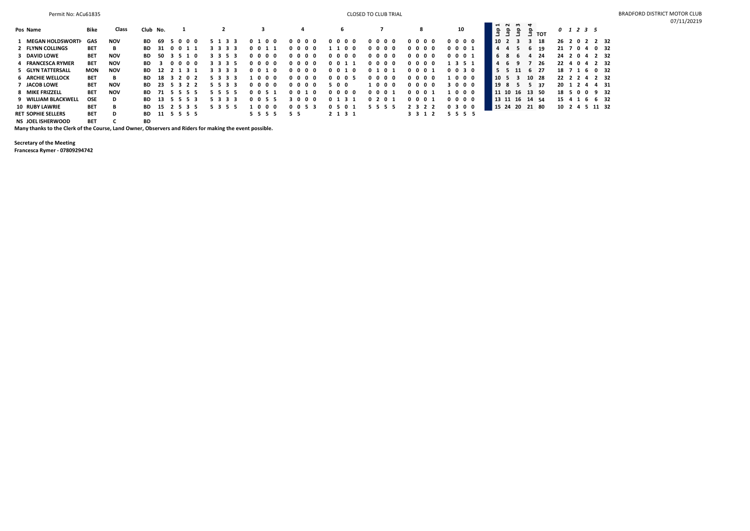Permit No: ACu61835

CLOSED TO CLUB TRIAL

BRADFORD DISTRICT MOTOR CLUB

07/11/20219

| Pos | Name | Bike | Class | Club | No. | 1 | 2 | 3 | 4 | 6 | 7 | 8 | 10 | Lap 1 | Lap 2 | Lap 3 | Lap 4 | TOT | 0 | 1 | 2 | 3 | 5 | |
|---|---|---|---|---|---|---|---|---|---|---|---|---|---|---|---|---|---|---|---|---|---|---|---|---|
| 1 | MEGAN HOLDSWORTH | GAS | NOV | BD | 69 | 5 0 0 0 | 5 1 3 3 | 0 1 0 0 | 0 0 0 0 | 0 0 0 0 | 0 0 0 0 | 0 0 0 0 | 0 0 0 0 | 10 | 2 | 3 | 3 | 18 | 26 | 2 | 0 | 2 | 2 | 32 |
| 2 | FLYNN COLLINGS | BET | B | BD | 31 | 0 0 1 1 | 3 3 3 3 | 0 0 1 1 | 0 0 0 0 | 1 1 0 0 | 0 0 0 0 | 0 0 0 0 | 0 0 0 1 | 4 | 4 | 5 | 6 | 19 | 21 | 7 | 0 | 4 | 0 | 32 |
| 3 | DAVID LOWE | BET | NOV | BD | 50 | 3 5 1 0 | 3 3 5 3 | 0 0 0 0 | 0 0 0 0 | 0 0 0 0 | 0 0 0 0 | 0 0 0 0 | 0 0 0 1 | 6 | 8 | 6 | 4 | 24 | 24 | 2 | 0 | 4 | 2 | 32 |
| 4 | FRANCESCA RYMER | BET | NOV | BD | 3 | 0 0 0 0 | 3 3 3 5 | 0 0 0 0 | 0 0 0 0 | 0 0 1 1 | 0 0 0 0 | 0 0 0 0 | 1 3 5 1 | 4 | 6 | 9 | 7 | 26 | 22 | 4 | 0 | 4 | 2 | 32 |
| 5 | GLYN TATTERSALL | MON | NOV | BD | 12 | 2 1 3 1 | 3 3 3 3 | 0 0 1 0 | 0 0 0 0 | 0 0 1 0 | 0 1 0 1 | 0 0 0 1 | 0 0 3 0 | 5 | 5 | 11 | 6 | 27 | 18 | 7 | 1 | 6 | 0 | 32 |
| 6 | ARCHIE WELLOCK | BET | B | BD | 18 | 3 2 0 2 | 5 3 3 3 | 1 0 0 0 | 0 0 0 0 | 0 0 0 5 | 0 0 0 0 | 0 0 0 0 | 1 0 0 0 | 10 | 5 | 3 | 10 | 28 | 22 | 2 | 2 | 4 | 2 | 32 |
| 7 | JACOB LOWE | BET | NOV | BD | 23 | 5 3 2 2 | 5 5 3 3 | 0 0 0 0 | 0 0 0 0 | 5 0 0 | 1 0 0 0 | 0 0 0 0 | 3 0 0 0 | 19 | 8 | 5 | 5 | 37 | 20 | 1 | 2 | 4 | 4 | 31 |
| 8 | MIKE FRIZZELL | BET | NOV | BD | 71 | 5 5 5 5 | 5 5 5 5 | 0 0 5 1 | 0 0 1 0 | 0 0 0 0 | 0 0 0 1 | 0 0 0 1 | 1 0 0 0 | 11 | 10 | 16 | 13 | 50 | 18 | 5 | 0 | 0 | 9 | 32 |
| 9 | WILLIAM BLACKWELL | OSE | D | BD | 13 | 5 5 5 3 | 5 3 3 3 | 0 0 5 5 | 3 0 0 0 | 0 1 3 1 | 0 2 0 1 | 0 0 0 1 | 0 0 0 0 | 13 | 11 | 16 | 14 | 54 | 15 | 4 | 1 | 6 | 6 | 32 |
| 10 | RUBY LAWRIE | BET | B | BD | 15 | 2 5 3 5 | 5 3 5 5 | 1 0 0 0 | 0 0 5 3 | 0 5 0 1 | 5 5 5 5 | 2 3 2 2 | 0 3 0 0 | 15 | 24 | 20 | 21 | 80 | 10 | 2 | 4 | 5 | 11 | 32 |
| RET | SOPHIE SELLERS | BET | D | BD | 11 | 5 5 5 5 | | 5 5 5 5 | 5 5 | 2 1 3 1 | | 3 3 1 2 | 5 5 5 5 | | | | | | | | | | | |
| NS | JOEL ISHERWOOD | BET | C | BD | | | | | | | | | | | | | | | | | | | | |

Many thanks to the Clerk of the Course, Land Owner, Observers and Riders for making the event possible.

**Secretary of the Meeting**
**Francesca Rymer - 07809294742**